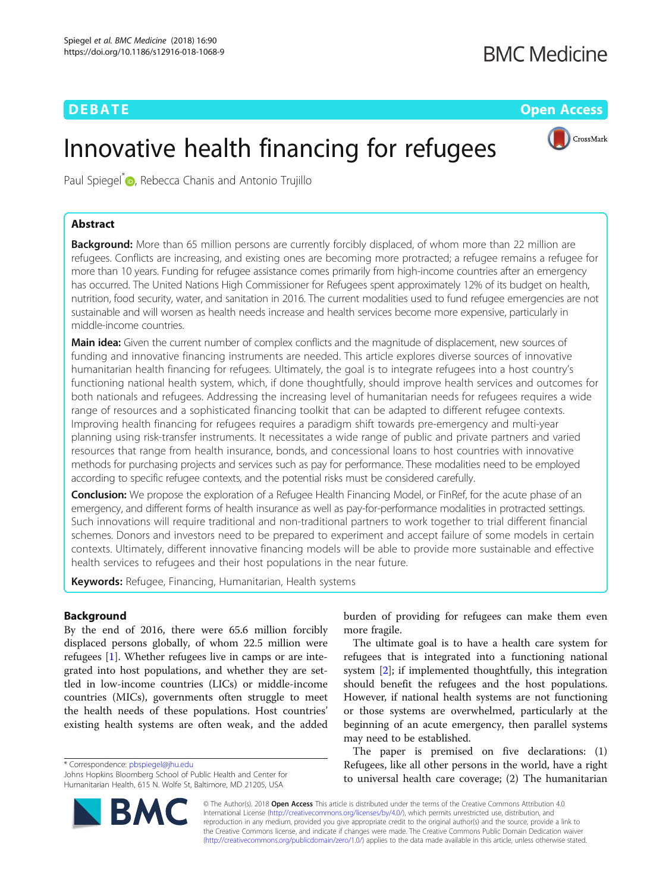DEBATE

Open Access

# Innovative health financing for refugees

Paul Spiegel*, Rebecca Chanis and Antonio Trujillo

## Abstract

**Background:** More than 65 million persons are currently forcibly displaced, of whom more than 22 million are refugees. Conflicts are increasing, and existing ones are becoming more protracted; a refugee remains a refugee for more than 10 years. Funding for refugee assistance comes primarily from high-income countries after an emergency has occurred. The United Nations High Commissioner for Refugees spent approximately 12% of its budget on health, nutrition, food security, water, and sanitation in 2016. The current modalities used to fund refugee emergencies are not sustainable and will worsen as health needs increase and health services become more expensive, particularly in middle-income countries.

**Main idea:** Given the current number of complex conflicts and the magnitude of displacement, new sources of funding and innovative financing instruments are needed. This article explores diverse sources of innovative humanitarian health financing for refugees. Ultimately, the goal is to integrate refugees into a host country's functioning national health system, which, if done thoughtfully, should improve health services and outcomes for both nationals and refugees. Addressing the increasing level of humanitarian needs for refugees requires a wide range of resources and a sophisticated financing toolkit that can be adapted to different refugee contexts. Improving health financing for refugees requires a paradigm shift towards pre-emergency and multi-year planning using risk-transfer instruments. It necessitates a wide range of public and private partners and varied resources that range from health insurance, bonds, and concessional loans to host countries with innovative methods for purchasing projects and services such as pay for performance. These modalities need to be employed according to specific refugee contexts, and the potential risks must be considered carefully.

**Conclusion:** We propose the exploration of a Refugee Health Financing Model, or FinRef, for the acute phase of an emergency, and different forms of health insurance as well as pay-for-performance modalities in protracted settings. Such innovations will require traditional and non-traditional partners to work together to trial different financial schemes. Donors and investors need to be prepared to experiment and accept failure of some models in certain contexts. Ultimately, different innovative financing models will be able to provide more sustainable and effective health services to refugees and their host populations in the near future.

**Keywords:** Refugee, Financing, Humanitarian, Health systems

## Background

By the end of 2016, there were 65.6 million forcibly displaced persons globally, of whom 22.5 million were refugees [1]. Whether refugees live in camps or are integrated into host populations, and whether they are settled in low-income countries (LICs) or middle-income countries (MICs), governments often struggle to meet the health needs of these populations. Host countries' existing health systems are often weak, and the added burden of providing for refugees can make them even more fragile.

The ultimate goal is to have a health care system for refugees that is integrated into a functioning national system [2]; if implemented thoughtfully, this integration should benefit the refugees and the host populations. However, if national health systems are not functioning or those systems are overwhelmed, particularly at the beginning of an acute emergency, then parallel systems may need to be established.

The paper is premised on five declarations: (1) Refugees, like all other persons in the world, have a right to universal health care coverage; (2) The humanitarian

\* Correspondence: pbspiegel@jhu.edu
Johns Hopkins Bloomberg School of Public Health and Center for Humanitarian Health, 615 N. Wolfe St, Baltimore, MD 21205, USA

© The Author(s). 2018 **Open Access** This article is distributed under the terms of the Creative Commons Attribution 4.0 International License (http://creativecommons.org/licenses/by/4.0/), which permits unrestricted use, distribution, and reproduction in any medium, provided you give appropriate credit to the original author(s) and the source, provide a link to the Creative Commons license, and indicate if changes were made. The Creative Commons Public Domain Dedication waiver (http://creativecommons.org/publicdomain/zero/1.0/) applies to the data made available in this article, unless otherwise stated.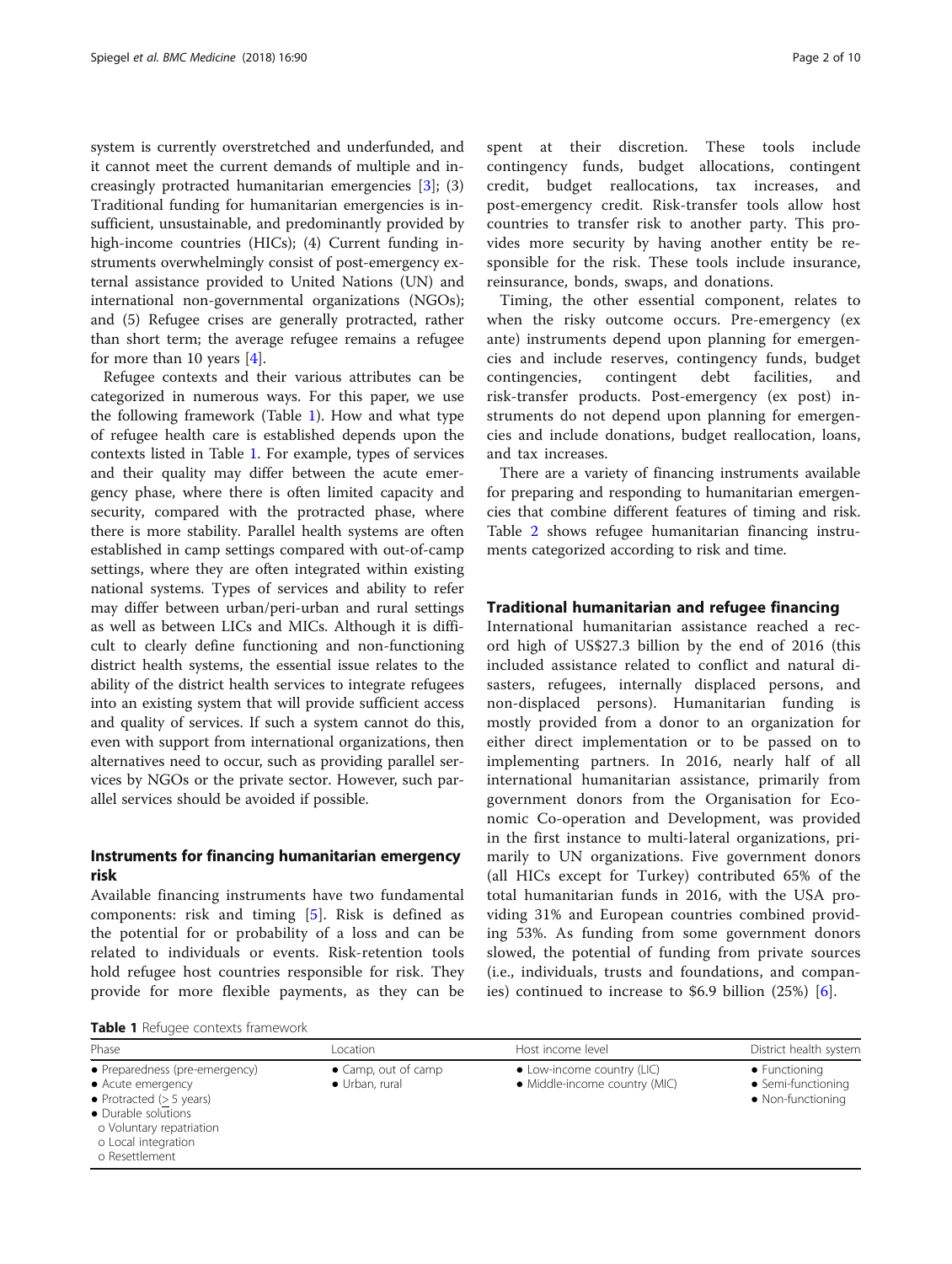system is currently overstretched and underfunded, and it cannot meet the current demands of multiple and increasingly protracted humanitarian emergencies [3]; (3) Traditional funding for humanitarian emergencies is insufficient, unsustainable, and predominantly provided by high-income countries (HICs); (4) Current funding instruments overwhelmingly consist of post-emergency external assistance provided to United Nations (UN) and international non-governmental organizations (NGOs); and (5) Refugee crises are generally protracted, rather than short term; the average refugee remains a refugee for more than 10 years [4].

Refugee contexts and their various attributes can be categorized in numerous ways. For this paper, we use the following framework (Table 1). How and what type of refugee health care is established depends upon the contexts listed in Table 1. For example, types of services and their quality may differ between the acute emergency phase, where there is often limited capacity and security, compared with the protracted phase, where there is more stability. Parallel health systems are often established in camp settings compared with out-of-camp settings, where they are often integrated within existing national systems. Types of services and ability to refer may differ between urban/peri-urban and rural settings as well as between LICs and MICs. Although it is difficult to clearly define functioning and non-functioning district health systems, the essential issue relates to the ability of the district health services to integrate refugees into an existing system that will provide sufficient access and quality of services. If such a system cannot do this, even with support from international organizations, then alternatives need to occur, such as providing parallel services by NGOs or the private sector. However, such parallel services should be avoided if possible.

## Instruments for financing humanitarian emergency risk

Available financing instruments have two fundamental components: risk and timing [5]. Risk is defined as the potential for or probability of a loss and can be related to individuals or events. Risk-retention tools hold refugee host countries responsible for risk. They provide for more flexible payments, as they can be spent at their discretion. These tools include contingency funds, budget allocations, contingent credit, budget reallocations, tax increases, and post-emergency credit. Risk-transfer tools allow host countries to transfer risk to another party. This provides more security by having another entity be responsible for the risk. These tools include insurance, reinsurance, bonds, swaps, and donations.

Timing, the other essential component, relates to when the risky outcome occurs. Pre-emergency (ex ante) instruments depend upon planning for emergencies and include reserves, contingency funds, budget contingencies, contingent debt facilities, and risk-transfer products. Post-emergency (ex post) instruments do not depend upon planning for emergencies and include donations, budget reallocation, loans, and tax increases.

There are a variety of financing instruments available for preparing and responding to humanitarian emergencies that combine different features of timing and risk. Table 2 shows refugee humanitarian financing instruments categorized according to risk and time.

## Traditional humanitarian and refugee financing

International humanitarian assistance reached a record high of US$27.3 billion by the end of 2016 (this included assistance related to conflict and natural disasters, refugees, internally displaced persons, and non-displaced persons). Humanitarian funding is mostly provided from a donor to an organization for either direct implementation or to be passed on to implementing partners. In 2016, nearly half of all international humanitarian assistance, primarily from government donors from the Organisation for Economic Co-operation and Development, was provided in the first instance to multi-lateral organizations, primarily to UN organizations. Five government donors (all HICs except for Turkey) contributed 65% of the total humanitarian funds in 2016, with the USA providing 31% and European countries combined providing 53%. As funding from some government donors slowed, the potential of funding from private sources (i.e., individuals, trusts and foundations, and companies) continued to increase to $6.9 billion (25%) [6].

**Table 1** Refugee contexts framework

| Phase | Location | Host income level | District health system |
|---|---|---|---|
| • Preparedness (pre-emergency)<br>• Acute emergency<br>• Protracted (≥ 5 years)<br>• Durable solutions<br>o Voluntary repatriation<br>o Local integration<br>o Resettlement | • Camp, out of camp<br>• Urban, rural | • Low-income country (LIC)<br>• Middle-income country (MIC) | • Functioning<br>• Semi-functioning<br>• Non-functioning |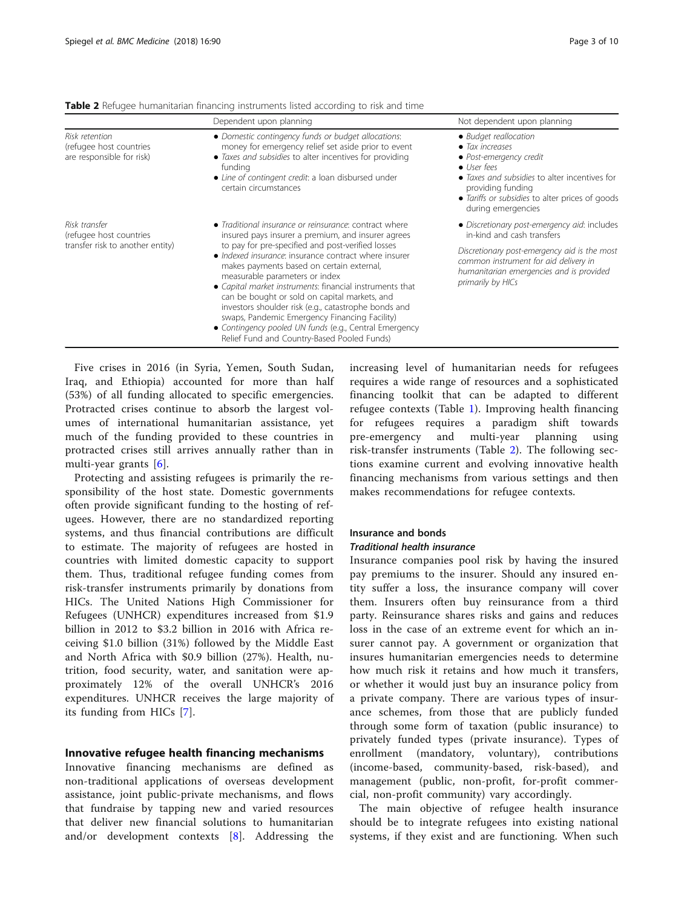**Table 2** Refugee humanitarian financing instruments listed according to risk and time

| | Dependent upon planning | Not dependent upon planning |
|---|---|---|
| *Risk retention* (refugee host countries are responsible for risk) | • *Domestic contingency funds or budget allocations*: money for emergency relief set aside prior to event<br>• *Taxes and subsidies* to alter incentives for providing funding<br>• *Line of contingent credit*: a loan disbursed under certain circumstances | • *Budget reallocation*<br>• *Tax increases*<br>• *Post-emergency credit*<br>• *User fees*<br>• *Taxes and subsidies* to alter incentives for providing funding<br>• *Tariffs or subsidies* to alter prices of goods during emergencies |
| *Risk transfer* (refugee host countries transfer risk to another entity) | • *Traditional insurance or reinsurance*: contract where insured pays insurer a premium, and insurer agrees to pay for pre-specified and post-verified losses<br>• *Indexed insurance*: insurance contract where insurer makes payments based on certain external, measurable parameters or index<br>• *Capital market instruments*: financial instruments that can be bought or sold on capital markets, and investors shoulder risk (e.g., catastrophe bonds and swaps, Pandemic Emergency Financing Facility)<br>• *Contingency pooled UN funds* (e.g., Central Emergency Relief Fund and Country-Based Pooled Funds) | • *Discretionary post-emergency aid*: includes in-kind and cash transfers<br>*Discretionary post-emergency aid is the most common instrument for aid delivery in humanitarian emergencies and is provided primarily by HICs* |

Five crises in 2016 (in Syria, Yemen, South Sudan, Iraq, and Ethiopia) accounted for more than half (53%) of all funding allocated to specific emergencies. Protracted crises continue to absorb the largest volumes of international humanitarian assistance, yet much of the funding provided to these countries in protracted crises still arrives annually rather than in multi-year grants [6].

Protecting and assisting refugees is primarily the responsibility of the host state. Domestic governments often provide significant funding to the hosting of refugees. However, there are no standardized reporting systems, and thus financial contributions are difficult to estimate. The majority of refugees are hosted in countries with limited domestic capacity to support them. Thus, traditional refugee funding comes from risk-transfer instruments primarily by donations from HICs. The United Nations High Commissioner for Refugees (UNHCR) expenditures increased from \$1.9 billion in 2012 to \$3.2 billion in 2016 with Africa receiving \$1.0 billion (31%) followed by the Middle East and North Africa with \$0.9 billion (27%). Health, nutrition, food security, water, and sanitation were approximately 12% of the overall UNHCR's 2016 expenditures. UNHCR receives the large majority of its funding from HICs [7].

## Innovative refugee health financing mechanisms

Innovative financing mechanisms are defined as non-traditional applications of overseas development assistance, joint public-private mechanisms, and flows that fundraise by tapping new and varied resources that deliver new financial solutions to humanitarian and/or development contexts [8]. Addressing the increasing level of humanitarian needs for refugees requires a wide range of resources and a sophisticated financing toolkit that can be adapted to different refugee contexts (Table 1). Improving health financing for refugees requires a paradigm shift towards pre-emergency and multi-year planning using risk-transfer instruments (Table 2). The following sections examine current and evolving innovative health financing mechanisms from various settings and then makes recommendations for refugee contexts.

### Insurance and bonds

#### *Traditional health insurance*

Insurance companies pool risk by having the insured pay premiums to the insurer. Should any insured entity suffer a loss, the insurance company will cover them. Insurers often buy reinsurance from a third party. Reinsurance shares risks and gains and reduces loss in the case of an extreme event for which an insurer cannot pay. A government or organization that insures humanitarian emergencies needs to determine how much risk it retains and how much it transfers, or whether it would just buy an insurance policy from a private company. There are various types of insurance schemes, from those that are publicly funded through some form of taxation (public insurance) to privately funded types (private insurance). Types of enrollment (mandatory, voluntary), contributions (income-based, community-based, risk-based), and management (public, non-profit, for-profit commercial, non-profit community) vary accordingly.

The main objective of refugee health insurance should be to integrate refugees into existing national systems, if they exist and are functioning. When such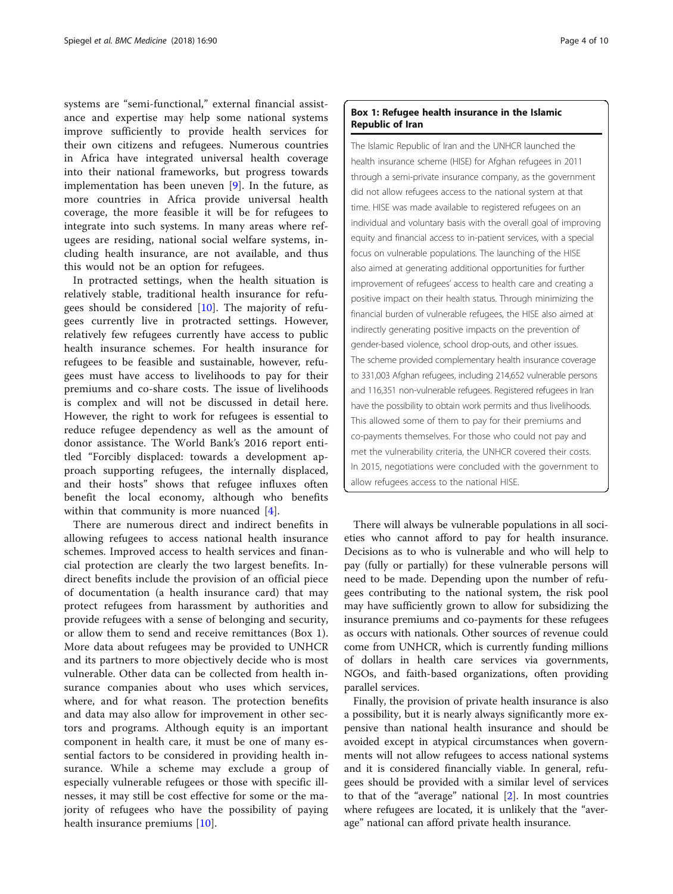systems are "semi-functional," external financial assistance and expertise may help some national systems improve sufficiently to provide health services for their own citizens and refugees. Numerous countries in Africa have integrated universal health coverage into their national frameworks, but progress towards implementation has been uneven [9]. In the future, as more countries in Africa provide universal health coverage, the more feasible it will be for refugees to integrate into such systems. In many areas where refugees are residing, national social welfare systems, including health insurance, are not available, and thus this would not be an option for refugees.

In protracted settings, when the health situation is relatively stable, traditional health insurance for refugees should be considered [10]. The majority of refugees currently live in protracted settings. However, relatively few refugees currently have access to public health insurance schemes. For health insurance for refugees to be feasible and sustainable, however, refugees must have access to livelihoods to pay for their premiums and co-share costs. The issue of livelihoods is complex and will not be discussed in detail here. However, the right to work for refugees is essential to reduce refugee dependency as well as the amount of donor assistance. The World Bank's 2016 report entitled "Forcibly displaced: towards a development approach supporting refugees, the internally displaced, and their hosts" shows that refugee influxes often benefit the local economy, although who benefits within that community is more nuanced [4].

There are numerous direct and indirect benefits in allowing refugees to access national health insurance schemes. Improved access to health services and financial protection are clearly the two largest benefits. Indirect benefits include the provision of an official piece of documentation (a health insurance card) that may protect refugees from harassment by authorities and provide refugees with a sense of belonging and security, or allow them to send and receive remittances (Box 1). More data about refugees may be provided to UNHCR and its partners to more objectively decide who is most vulnerable. Other data can be collected from health insurance companies about who uses which services, where, and for what reason. The protection benefits and data may also allow for improvement in other sectors and programs. Although equity is an important component in health care, it must be one of many essential factors to be considered in providing health insurance. While a scheme may exclude a group of especially vulnerable refugees or those with specific illnesses, it may still be cost effective for some or the majority of refugees who have the possibility of paying health insurance premiums [10].

> **Box 1: Refugee health insurance in the Islamic Republic of Iran**
>
> The Islamic Republic of Iran and the UNHCR launched the health insurance scheme (HISE) for Afghan refugees in 2011 through a semi-private insurance company, as the government did not allow refugees access to the national system at that time. HISE was made available to registered refugees on an individual and voluntary basis with the overall goal of improving equity and financial access to in-patient services, with a special focus on vulnerable populations. The launching of the HISE also aimed at generating additional opportunities for further improvement of refugees' access to health care and creating a positive impact on their health status. Through minimizing the financial burden of vulnerable refugees, the HISE also aimed at indirectly generating positive impacts on the prevention of gender-based violence, school drop-outs, and other issues. The scheme provided complementary health insurance coverage to 331,003 Afghan refugees, including 214,652 vulnerable persons and 116,351 non-vulnerable refugees. Registered refugees in Iran have the possibility to obtain work permits and thus livelihoods. This allowed some of them to pay for their premiums and co-payments themselves. For those who could not pay and met the vulnerability criteria, the UNHCR covered their costs. In 2015, negotiations were concluded with the government to allow refugees access to the national HISE.

There will always be vulnerable populations in all societies who cannot afford to pay for health insurance. Decisions as to who is vulnerable and who will help to pay (fully or partially) for these vulnerable persons will need to be made. Depending upon the number of refugees contributing to the national system, the risk pool may have sufficiently grown to allow for subsidizing the insurance premiums and co-payments for these refugees as occurs with nationals. Other sources of revenue could come from UNHCR, which is currently funding millions of dollars in health care services via governments, NGOs, and faith-based organizations, often providing parallel services.

Finally, the provision of private health insurance is also a possibility, but it is nearly always significantly more expensive than national health insurance and should be avoided except in atypical circumstances when governments will not allow refugees to access national systems and it is considered financially viable. In general, refugees should be provided with a similar level of services to that of the "average" national [2]. In most countries where refugees are located, it is unlikely that the "average" national can afford private health insurance.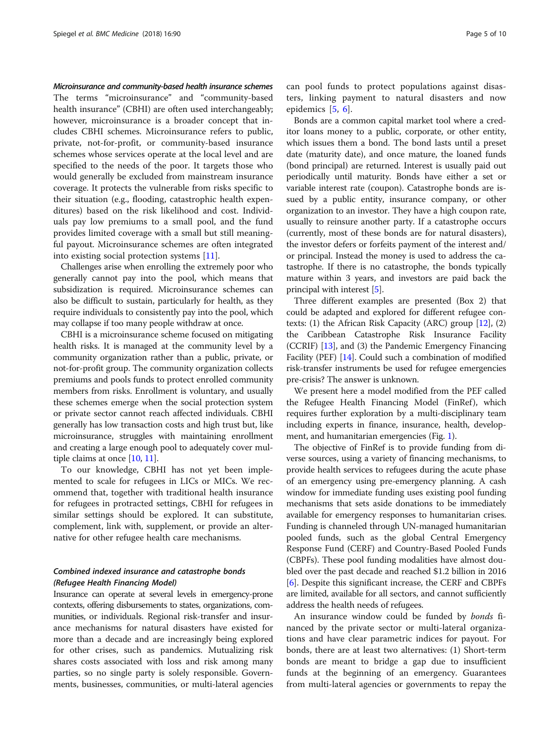### *Microinsurance and community-based health insurance schemes*

The terms "microinsurance" and "community-based health insurance" (CBHI) are often used interchangeably; however, microinsurance is a broader concept that includes CBHI schemes. Microinsurance refers to public, private, not-for-profit, or community-based insurance schemes whose services operate at the local level and are specified to the needs of the poor. It targets those who would generally be excluded from mainstream insurance coverage. It protects the vulnerable from risks specific to their situation (e.g., flooding, catastrophic health expenditures) based on the risk likelihood and cost. Individuals pay low premiums to a small pool, and the fund provides limited coverage with a small but still meaningful payout. Microinsurance schemes are often integrated into existing social protection systems [11].

Challenges arise when enrolling the extremely poor who generally cannot pay into the pool, which means that subsidization is required. Microinsurance schemes can also be difficult to sustain, particularly for health, as they require individuals to consistently pay into the pool, which may collapse if too many people withdraw at once.

CBHI is a microinsurance scheme focused on mitigating health risks. It is managed at the community level by a community organization rather than a public, private, or not-for-profit group. The community organization collects premiums and pools funds to protect enrolled community members from risks. Enrollment is voluntary, and usually these schemes emerge when the social protection system or private sector cannot reach affected individuals. CBHI generally has low transaction costs and high trust but, like microinsurance, struggles with maintaining enrollment and creating a large enough pool to adequately cover multiple claims at once [10, 11].

To our knowledge, CBHI has not yet been implemented to scale for refugees in LICs or MICs. We recommend that, together with traditional health insurance for refugees in protracted settings, CBHI for refugees in similar settings should be explored. It can substitute, complement, link with, supplement, or provide an alternative for other refugee health care mechanisms.

### *Combined indexed insurance and catastrophe bonds (Refugee Health Financing Model)*

Insurance can operate at several levels in emergency-prone contexts, offering disbursements to states, organizations, communities, or individuals. Regional risk-transfer and insurance mechanisms for natural disasters have existed for more than a decade and are increasingly being explored for other crises, such as pandemics. Mutualizing risk shares costs associated with loss and risk among many parties, so no single party is solely responsible. Governments, businesses, communities, or multi-lateral agencies can pool funds to protect populations against disasters, linking payment to natural disasters and now epidemics [5, 6].

Bonds are a common capital market tool where a creditor loans money to a public, corporate, or other entity, which issues them a bond. The bond lasts until a preset date (maturity date), and once mature, the loaned funds (bond principal) are returned. Interest is usually paid out periodically until maturity. Bonds have either a set or variable interest rate (coupon). Catastrophe bonds are issued by a public entity, insurance company, or other organization to an investor. They have a high coupon rate, usually to reinsure another party. If a catastrophe occurs (currently, most of these bonds are for natural disasters), the investor defers or forfeits payment of the interest and/or principal. Instead the money is used to address the catastrophe. If there is no catastrophe, the bonds typically mature within 3 years, and investors are paid back the principal with interest [5].

Three different examples are presented (Box 2) that could be adapted and explored for different refugee contexts: (1) the African Risk Capacity (ARC) group [12], (2) the Caribbean Catastrophe Risk Insurance Facility (CCRIF) [13], and (3) the Pandemic Emergency Financing Facility (PEF) [14]. Could such a combination of modified risk-transfer instruments be used for refugee emergencies pre-crisis? The answer is unknown.

We present here a model modified from the PEF called the Refugee Health Financing Model (FinRef), which requires further exploration by a multi-disciplinary team including experts in finance, insurance, health, development, and humanitarian emergencies (Fig. 1).

The objective of FinRef is to provide funding from diverse sources, using a variety of financing mechanisms, to provide health services to refugees during the acute phase of an emergency using pre-emergency planning. A cash window for immediate funding uses existing pool funding mechanisms that sets aside donations to be immediately available for emergency responses to humanitarian crises. Funding is channeled through UN-managed humanitarian pooled funds, such as the global Central Emergency Response Fund (CERF) and Country-Based Pooled Funds (CBPFs). These pool funding modalities have almost doubled over the past decade and reached $1.2 billion in 2016 [6]. Despite this significant increase, the CERF and CBPFs are limited, available for all sectors, and cannot sufficiently address the health needs of refugees.

An insurance window could be funded by *bonds* financed by the private sector or multi-lateral organizations and have clear parametric indices for payout. For bonds, there are at least two alternatives: (1) Short-term bonds are meant to bridge a gap due to insufficient funds at the beginning of an emergency. Guarantees from multi-lateral agencies or governments to repay the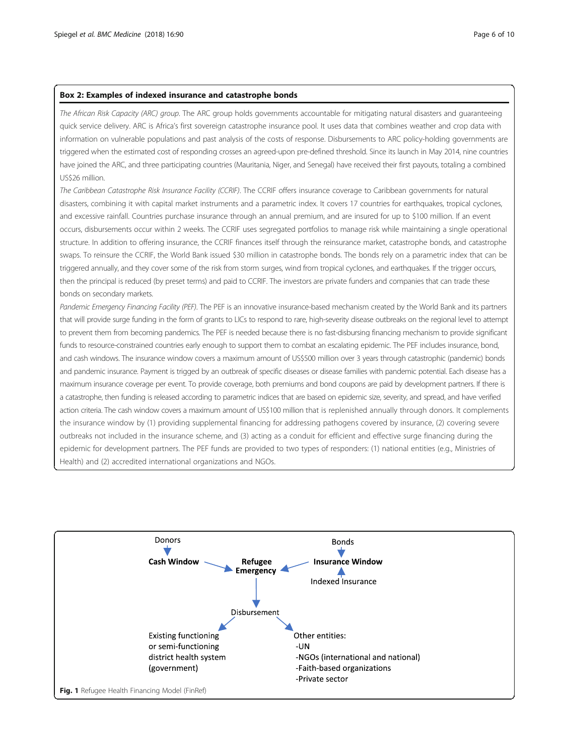**Box 2: Examples of indexed insurance and catastrophe bonds**

*The African Risk Capacity (ARC) group.* The ARC group holds governments accountable for mitigating natural disasters and guaranteeing quick service delivery. ARC is Africa's first sovereign catastrophe insurance pool. It uses data that combines weather and crop data with information on vulnerable populations and past analysis of the costs of response. Disbursements to ARC policy-holding governments are triggered when the estimated cost of responding crosses an agreed-upon pre-defined threshold. Since its launch in May 2014, nine countries have joined the ARC, and three participating countries (Mauritania, Niger, and Senegal) have received their first payouts, totaling a combined US$26 million.

*The Caribbean Catastrophe Risk Insurance Facility (CCRIF).* The CCRIF offers insurance coverage to Caribbean governments for natural disasters, combining it with capital market instruments and a parametric index. It covers 17 countries for earthquakes, tropical cyclones, and excessive rainfall. Countries purchase insurance through an annual premium, and are insured for up to $100 million. If an event occurs, disbursements occur within 2 weeks. The CCRIF uses segregated portfolios to manage risk while maintaining a single operational structure. In addition to offering insurance, the CCRIF finances itself through the reinsurance market, catastrophe bonds, and catastrophe swaps. To reinsure the CCRIF, the World Bank issued $30 million in catastrophe bonds. The bonds rely on a parametric index that can be triggered annually, and they cover some of the risk from storm surges, wind from tropical cyclones, and earthquakes. If the trigger occurs, then the principal is reduced (by preset terms) and paid to CCRIF. The investors are private funders and companies that can trade these bonds on secondary markets.

*Pandemic Emergency Financing Facility (PEF).* The PEF is an innovative insurance-based mechanism created by the World Bank and its partners that will provide surge funding in the form of grants to LICs to respond to rare, high-severity disease outbreaks on the regional level to attempt to prevent them from becoming pandemics. The PEF is needed because there is no fast-disbursing financing mechanism to provide significant funds to resource-constrained countries early enough to support them to combat an escalating epidemic. The PEF includes insurance, bond, and cash windows. The insurance window covers a maximum amount of US$500 million over 3 years through catastrophic (pandemic) bonds and pandemic insurance. Payment is trigged by an outbreak of specific diseases or disease families with pandemic potential. Each disease has a maximum insurance coverage per event. To provide coverage, both premiums and bond coupons are paid by development partners. If there is a catastrophe, then funding is released according to parametric indices that are based on epidemic size, severity, and spread, and have verified action criteria. The cash window covers a maximum amount of US$100 million that is replenished annually through donors. It complements the insurance window by (1) providing supplemental financing for addressing pathogens covered by insurance, (2) covering severe outbreaks not included in the insurance scheme, and (3) acting as a conduit for efficient and effective surge financing during the epidemic for development partners. The PEF funds are provided to two types of responders: (1) national entities (e.g., Ministries of Health) and (2) accredited international organizations and NGOs.

Donors → **Cash Window** → **Refugee Emergency** ← **Insurance Window** ← Bonds; Indexed Insurance → **Insurance Window**

**Refugee Emergency** → Disbursement → Existing functioning or semi-functioning district health system (government); Other entities: -UN -NGOs (international and national) -Faith-based organizations -Private sector

**Fig. 1** Refugee Health Financing Model (FinRef)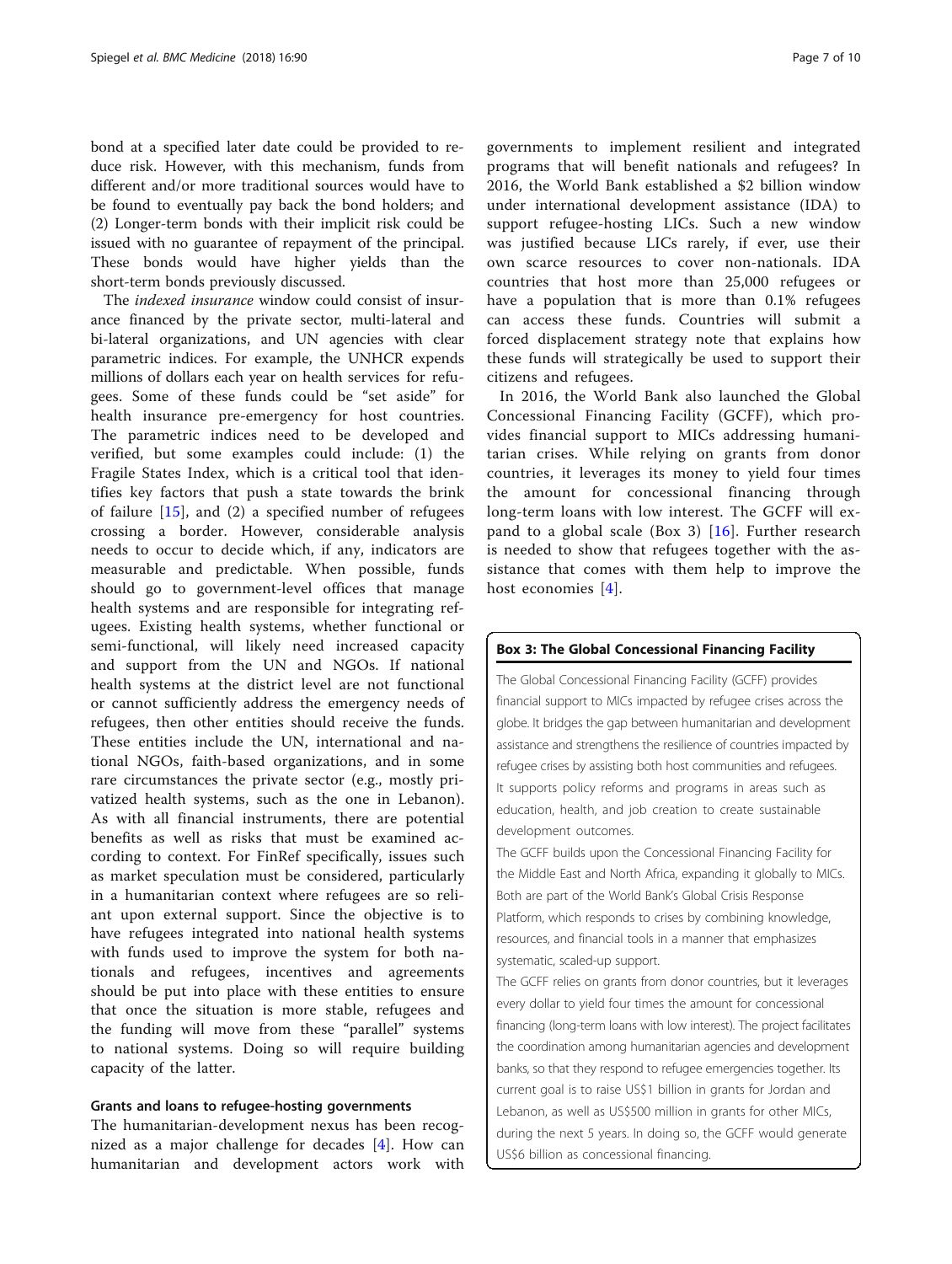bond at a specified later date could be provided to reduce risk. However, with this mechanism, funds from different and/or more traditional sources would have to be found to eventually pay back the bond holders; and (2) Longer-term bonds with their implicit risk could be issued with no guarantee of repayment of the principal. These bonds would have higher yields than the short-term bonds previously discussed.

The *indexed insurance* window could consist of insurance financed by the private sector, multi-lateral and bi-lateral organizations, and UN agencies with clear parametric indices. For example, the UNHCR expends millions of dollars each year on health services for refugees. Some of these funds could be "set aside" for health insurance pre-emergency for host countries. The parametric indices need to be developed and verified, but some examples could include: (1) the Fragile States Index, which is a critical tool that identifies key factors that push a state towards the brink of failure [15], and (2) a specified number of refugees crossing a border. However, considerable analysis needs to occur to decide which, if any, indicators are measurable and predictable. When possible, funds should go to government-level offices that manage health systems and are responsible for integrating refugees. Existing health systems, whether functional or semi-functional, will likely need increased capacity and support from the UN and NGOs. If national health systems at the district level are not functional or cannot sufficiently address the emergency needs of refugees, then other entities should receive the funds. These entities include the UN, international and national NGOs, faith-based organizations, and in some rare circumstances the private sector (e.g., mostly privatized health systems, such as the one in Lebanon). As with all financial instruments, there are potential benefits as well as risks that must be examined according to context. For FinRef specifically, issues such as market speculation must be considered, particularly in a humanitarian context where refugees are so reliant upon external support. Since the objective is to have refugees integrated into national health systems with funds used to improve the system for both nationals and refugees, incentives and agreements should be put into place with these entities to ensure that once the situation is more stable, refugees and the funding will move from these "parallel" systems to national systems. Doing so will require building capacity of the latter.

#### Grants and loans to refugee-hosting governments

The humanitarian-development nexus has been recognized as a major challenge for decades [4]. How can humanitarian and development actors work with governments to implement resilient and integrated programs that will benefit nationals and refugees? In 2016, the World Bank established a $2 billion window under international development assistance (IDA) to support refugee-hosting LICs. Such a new window was justified because LICs rarely, if ever, use their own scarce resources to cover non-nationals. IDA countries that host more than 25,000 refugees or have a population that is more than 0.1% refugees can access these funds. Countries will submit a forced displacement strategy note that explains how these funds will strategically be used to support their citizens and refugees.

In 2016, the World Bank also launched the Global Concessional Financing Facility (GCFF), which provides financial support to MICs addressing humanitarian crises. While relying on grants from donor countries, it leverages its money to yield four times the amount for concessional financing through long-term loans with low interest. The GCFF will expand to a global scale (Box 3) [16]. Further research is needed to show that refugees together with the assistance that comes with them help to improve the host economies [4].

**Box 3: The Global Concessional Financing Facility**

The Global Concessional Financing Facility (GCFF) provides financial support to MICs impacted by refugee crises across the globe. It bridges the gap between humanitarian and development assistance and strengthens the resilience of countries impacted by refugee crises by assisting both host communities and refugees. It supports policy reforms and programs in areas such as education, health, and job creation to create sustainable development outcomes.

The GCFF builds upon the Concessional Financing Facility for the Middle East and North Africa, expanding it globally to MICs. Both are part of the World Bank's Global Crisis Response Platform, which responds to crises by combining knowledge, resources, and financial tools in a manner that emphasizes systematic, scaled-up support.

The GCFF relies on grants from donor countries, but it leverages every dollar to yield four times the amount for concessional financing (long-term loans with low interest). The project facilitates the coordination among humanitarian agencies and development banks, so that they respond to refugee emergencies together. Its current goal is to raise US$1 billion in grants for Jordan and Lebanon, as well as US$500 million in grants for other MICs, during the next 5 years. In doing so, the GCFF would generate US$6 billion as concessional financing.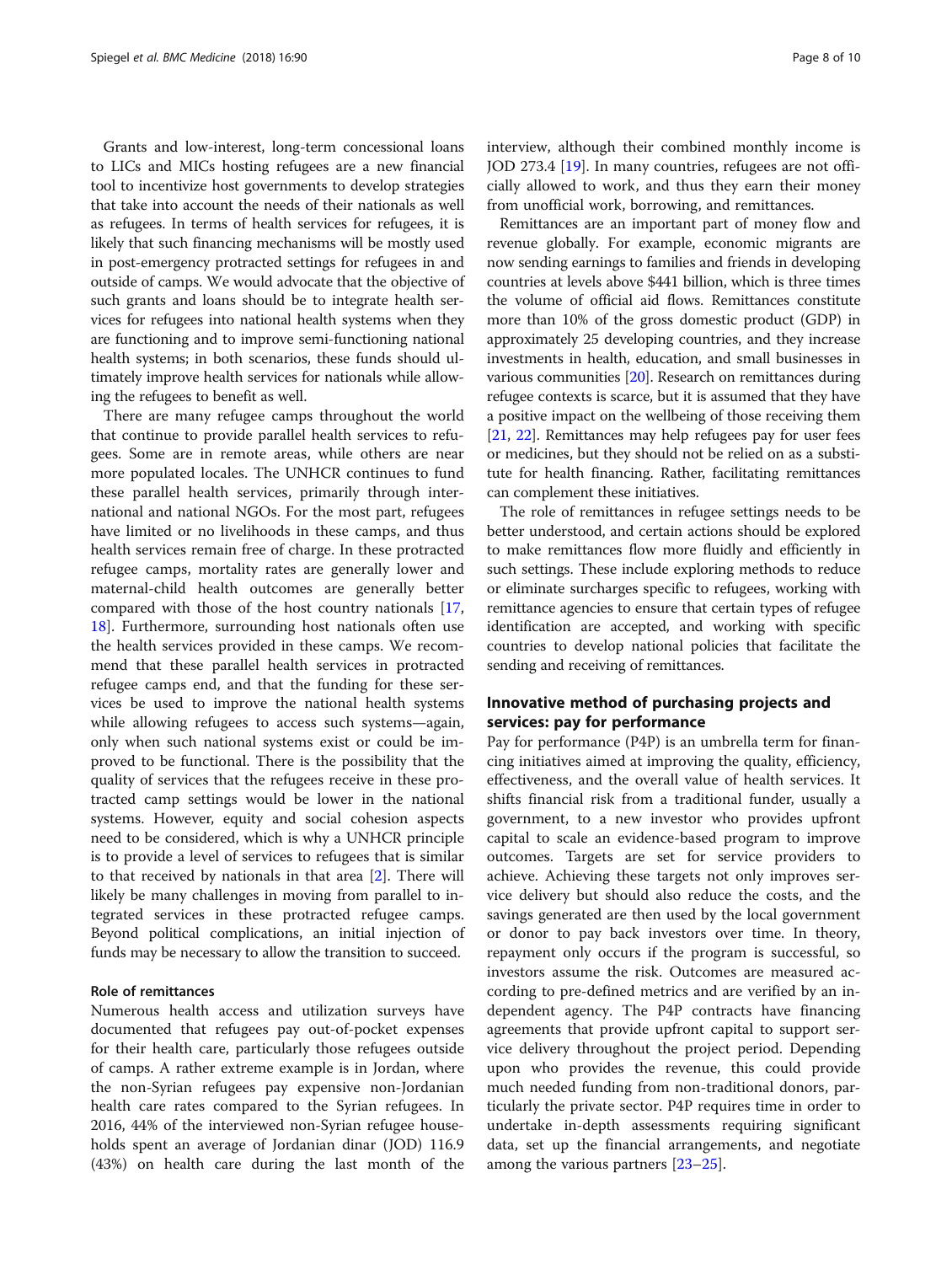Grants and low-interest, long-term concessional loans to LICs and MICs hosting refugees are a new financial tool to incentivize host governments to develop strategies that take into account the needs of their nationals as well as refugees. In terms of health services for refugees, it is likely that such financing mechanisms will be mostly used in post-emergency protracted settings for refugees in and outside of camps. We would advocate that the objective of such grants and loans should be to integrate health services for refugees into national health systems when they are functioning and to improve semi-functioning national health systems; in both scenarios, these funds should ultimately improve health services for nationals while allowing the refugees to benefit as well.

There are many refugee camps throughout the world that continue to provide parallel health services to refugees. Some are in remote areas, while others are near more populated locales. The UNHCR continues to fund these parallel health services, primarily through international and national NGOs. For the most part, refugees have limited or no livelihoods in these camps, and thus health services remain free of charge. In these protracted refugee camps, mortality rates are generally lower and maternal-child health outcomes are generally better compared with those of the host country nationals [17, 18]. Furthermore, surrounding host nationals often use the health services provided in these camps. We recommend that these parallel health services in protracted refugee camps end, and that the funding for these services be used to improve the national health systems while allowing refugees to access such systems—again, only when such national systems exist or could be improved to be functional. There is the possibility that the quality of services that the refugees receive in these protracted camp settings would be lower in the national systems. However, equity and social cohesion aspects need to be considered, which is why a UNHCR principle is to provide a level of services to refugees that is similar to that received by nationals in that area [2]. There will likely be many challenges in moving from parallel to integrated services in these protracted refugee camps. Beyond political complications, an initial injection of funds may be necessary to allow the transition to succeed.

### Role of remittances

Numerous health access and utilization surveys have documented that refugees pay out-of-pocket expenses for their health care, particularly those refugees outside of camps. A rather extreme example is in Jordan, where the non-Syrian refugees pay expensive non-Jordanian health care rates compared to the Syrian refugees. In 2016, 44% of the interviewed non-Syrian refugee households spent an average of Jordanian dinar (JOD) 116.9 (43%) on health care during the last month of the interview, although their combined monthly income is JOD 273.4 [19]. In many countries, refugees are not officially allowed to work, and thus they earn their money from unofficial work, borrowing, and remittances.

Remittances are an important part of money flow and revenue globally. For example, economic migrants are now sending earnings to families and friends in developing countries at levels above $441 billion, which is three times the volume of official aid flows. Remittances constitute more than 10% of the gross domestic product (GDP) in approximately 25 developing countries, and they increase investments in health, education, and small businesses in various communities [20]. Research on remittances during refugee contexts is scarce, but it is assumed that they have a positive impact on the wellbeing of those receiving them [21, 22]. Remittances may help refugees pay for user fees or medicines, but they should not be relied on as a substitute for health financing. Rather, facilitating remittances can complement these initiatives.

The role of remittances in refugee settings needs to be better understood, and certain actions should be explored to make remittances flow more fluidly and efficiently in such settings. These include exploring methods to reduce or eliminate surcharges specific to refugees, working with remittance agencies to ensure that certain types of refugee identification are accepted, and working with specific countries to develop national policies that facilitate the sending and receiving of remittances.

## Innovative method of purchasing projects and services: pay for performance

Pay for performance (P4P) is an umbrella term for financing initiatives aimed at improving the quality, efficiency, effectiveness, and the overall value of health services. It shifts financial risk from a traditional funder, usually a government, to a new investor who provides upfront capital to scale an evidence-based program to improve outcomes. Targets are set for service providers to achieve. Achieving these targets not only improves service delivery but should also reduce the costs, and the savings generated are then used by the local government or donor to pay back investors over time. In theory, repayment only occurs if the program is successful, so investors assume the risk. Outcomes are measured according to pre-defined metrics and are verified by an independent agency. The P4P contracts have financing agreements that provide upfront capital to support service delivery throughout the project period. Depending upon who provides the revenue, this could provide much needed funding from non-traditional donors, particularly the private sector. P4P requires time in order to undertake in-depth assessments requiring significant data, set up the financial arrangements, and negotiate among the various partners [23–25].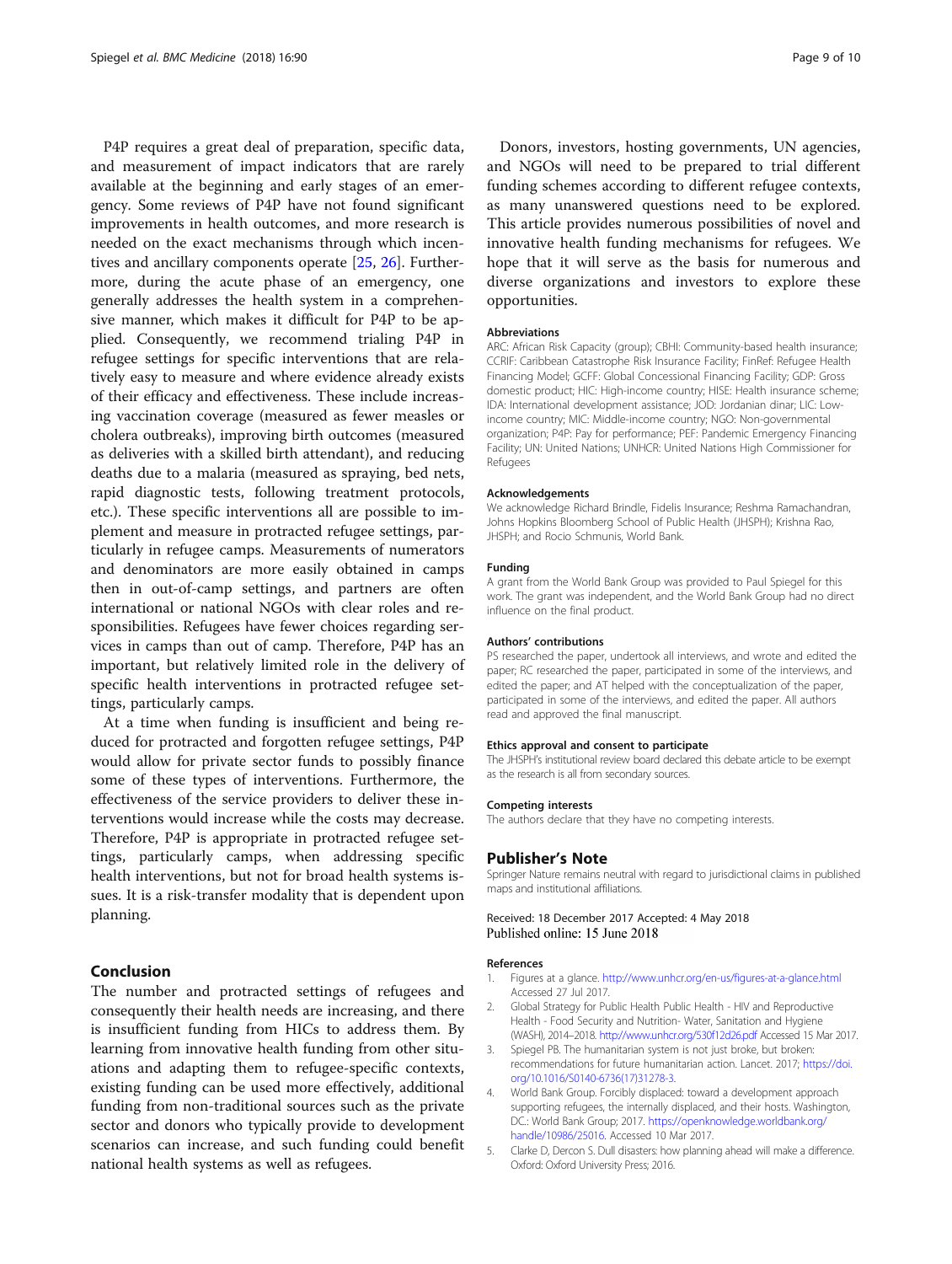P4P requires a great deal of preparation, specific data, and measurement of impact indicators that are rarely available at the beginning and early stages of an emergency. Some reviews of P4P have not found significant improvements in health outcomes, and more research is needed on the exact mechanisms through which incentives and ancillary components operate [25, 26]. Furthermore, during the acute phase of an emergency, one generally addresses the health system in a comprehensive manner, which makes it difficult for P4P to be applied. Consequently, we recommend trialing P4P in refugee settings for specific interventions that are relatively easy to measure and where evidence already exists of their efficacy and effectiveness. These include increasing vaccination coverage (measured as fewer measles or cholera outbreaks), improving birth outcomes (measured as deliveries with a skilled birth attendant), and reducing deaths due to a malaria (measured as spraying, bed nets, rapid diagnostic tests, following treatment protocols, etc.). These specific interventions all are possible to implement and measure in protracted refugee settings, particularly in refugee camps. Measurements of numerators and denominators are more easily obtained in camps then in out-of-camp settings, and partners are often international or national NGOs with clear roles and responsibilities. Refugees have fewer choices regarding services in camps than out of camp. Therefore, P4P has an important, but relatively limited role in the delivery of specific health interventions in protracted refugee settings, particularly camps.

At a time when funding is insufficient and being reduced for protracted and forgotten refugee settings, P4P would allow for private sector funds to possibly finance some of these types of interventions. Furthermore, the effectiveness of the service providers to deliver these interventions would increase while the costs may decrease. Therefore, P4P is appropriate in protracted refugee settings, particularly camps, when addressing specific health interventions, but not for broad health systems issues. It is a risk-transfer modality that is dependent upon planning.

## Conclusion

The number and protracted settings of refugees and consequently their health needs are increasing, and there is insufficient funding from HICs to address them. By learning from innovative health funding from other situations and adapting them to refugee-specific contexts, existing funding can be used more effectively, additional funding from non-traditional sources such as the private sector and donors who typically provide to development scenarios can increase, and such funding could benefit national health systems as well as refugees.

Donors, investors, hosting governments, UN agencies, and NGOs will need to be prepared to trial different funding schemes according to different refugee contexts, as many unanswered questions need to be explored. This article provides numerous possibilities of novel and innovative health funding mechanisms for refugees. We hope that it will serve as the basis for numerous and diverse organizations and investors to explore these opportunities.

#### Abbreviations

ARC: African Risk Capacity (group); CBHI: Community-based health insurance; CCRIF: Caribbean Catastrophe Risk Insurance Facility; FinRef: Refugee Health Financing Model; GCFF: Global Concessional Financing Facility; GDP: Gross domestic product; HIC: High-income country; HISE: Health insurance scheme; IDA: International development assistance; JOD: Jordanian dinar; LIC: Low-income country; MIC: Middle-income country; NGO: Non-governmental organization; P4P: Pay for performance; PEF: Pandemic Emergency Financing Facility; UN: United Nations; UNHCR: United Nations High Commissioner for Refugees

#### Acknowledgements

We acknowledge Richard Brindle, Fidelis Insurance; Reshma Ramachandran, Johns Hopkins Bloomberg School of Public Health (JHSPH); Krishna Rao, JHSPH; and Rocio Schmunis, World Bank.

#### Funding

A grant from the World Bank Group was provided to Paul Spiegel for this work. The grant was independent, and the World Bank Group had no direct influence on the final product.

#### Authors' contributions

PS researched the paper, undertook all interviews, and wrote and edited the paper; RC researched the paper, participated in some of the interviews, and edited the paper; and AT helped with the conceptualization of the paper, participated in some of the interviews, and edited the paper. All authors read and approved the final manuscript.

#### Ethics approval and consent to participate

The JHSPH's institutional review board declared this debate article to be exempt as the research is all from secondary sources.

#### Competing interests

The authors declare that they have no competing interests.

### Publisher's Note

Springer Nature remains neutral with regard to jurisdictional claims in published maps and institutional affiliations.

Received: 18 December 2017 Accepted: 4 May 2018
Published online: 15 June 2018

#### References

1. Figures at a glance. http://www.unhcr.org/en-us/figures-at-a-glance.html Accessed 27 Jul 2017.
2. Global Strategy for Public Health Public Health - HIV and Reproductive Health - Food Security and Nutrition- Water, Sanitation and Hygiene (WASH), 2014–2018. http://www.unhcr.org/530f12d26.pdf Accessed 15 Mar 2017.
3. Spiegel PB. The humanitarian system is not just broke, but broken: recommendations for future humanitarian action. Lancet. 2017; https://doi.org/10.1016/S0140-6736(17)31278-3.
4. World Bank Group. Forcibly displaced: toward a development approach supporting refugees, the internally displaced, and their hosts. Washington, DC.: World Bank Group; 2017. https://openknowledge.worldbank.org/handle/10986/25016. Accessed 10 Mar 2017.
5. Clarke D, Dercon S. Dull disasters: how planning ahead will make a difference. Oxford: Oxford University Press; 2016.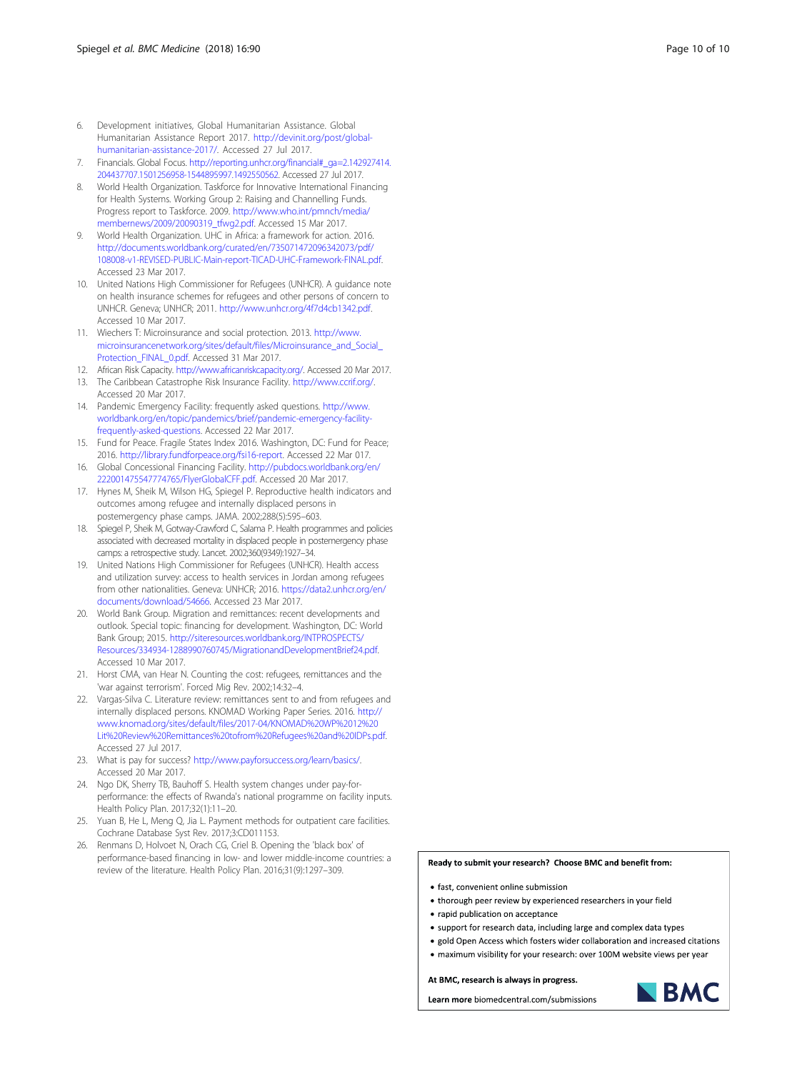6. Development initiatives, Global Humanitarian Assistance. Global Humanitarian Assistance Report 2017. http://devinit.org/post/global-humanitarian-assistance-2017/. Accessed 27 Jul 2017.
7. Financials. Global Focus. http://reporting.unhcr.org/financial#_ga=2.142927414.204437707.1501256958-1544895997.1492550562. Accessed 27 Jul 2017.
8. World Health Organization. Taskforce for Innovative International Financing for Health Systems. Working Group 2: Raising and Channelling Funds. Progress report to Taskforce. 2009. http://www.who.int/pmnch/media/membernews/2009/20090319_tfwg2.pdf. Accessed 15 Mar 2017.
9. World Health Organization. UHC in Africa: a framework for action. 2016. http://documents.worldbank.org/curated/en/735071472096342073/pdf/108008-v1-REVISED-PUBLIC-Main-report-TICAD-UHC-Framework-FINAL.pdf. Accessed 23 Mar 2017.
10. United Nations High Commissioner for Refugees (UNHCR). A guidance note on health insurance schemes for refugees and other persons of concern to UNHCR. Geneva; UNHCR; 2011. http://www.unhcr.org/4f7d4cb1342.pdf. Accessed 10 Mar 2017.
11. Wiechers T: Microinsurance and social protection. 2013. http://www.microinsurancenetwork.org/sites/default/files/Microinsurance_and_Social_Protection_FINAL_0.pdf. Accessed 31 Mar 2017.
12. African Risk Capacity. http://www.africanriskcapacity.org/. Accessed 20 Mar 2017.
13. The Caribbean Catastrophe Risk Insurance Facility. http://www.ccrif.org/. Accessed 20 Mar 2017.
14. Pandemic Emergency Facility: frequently asked questions. http://www.worldbank.org/en/topic/pandemics/brief/pandemic-emergency-facility-frequently-asked-questions. Accessed 22 Mar 2017.
15. Fund for Peace. Fragile States Index 2016. Washington, DC: Fund for Peace; 2016. http://library.fundforpeace.org/fsi16-report. Accessed 22 Mar 017.
16. Global Concessional Financing Facility. http://pubdocs.worldbank.org/en/222001475547774765/FlyerGlobalCFF.pdf. Accessed 20 Mar 2017.
17. Hynes M, Sheik M, Wilson HG, Spiegel P. Reproductive health indicators and outcomes among refugee and internally displaced persons in postemergency phase camps. JAMA. 2002;288(5):595–603.
18. Spiegel P, Sheik M, Gotway-Crawford C, Salama P. Health programmes and policies associated with decreased mortality in displaced people in postemergency phase camps: a retrospective study. Lancet. 2002;360(9349):1927–34.
19. United Nations High Commissioner for Refugees (UNHCR). Health access and utilization survey: access to health services in Jordan among refugees from other nationalities. Geneva: UNHCR; 2016. https://data2.unhcr.org/en/documents/download/54666. Accessed 23 Mar 2017.
20. World Bank Group. Migration and remittances: recent developments and outlook. Special topic: financing for development. Washington, DC: World Bank Group; 2015. http://siteresources.worldbank.org/INTPROSPECTS/Resources/334934-1288990760745/MigrationandDevelopmentBrief24.pdf. Accessed 10 Mar 2017.
21. Horst CMA, van Hear N. Counting the cost: refugees, remittances and the 'war against terrorism'. Forced Mig Rev. 2002;14:32–4.
22. Vargas-Silva C. Literature review: remittances sent to and from refugees and internally displaced persons. KNOMAD Working Paper Series. 2016. http://www.knomad.org/sites/default/files/2017-04/KNOMAD%20WP%2012%20Lit%20Review%20Remittances%20tofrom%20Refugees%20and%20IDPs.pdf. Accessed 27 Jul 2017.
23. What is pay for success? http://www.payforsuccess.org/learn/basics/. Accessed 20 Mar 2017.
24. Ngo DK, Sherry TB, Bauhoff S. Health system changes under pay-for-performance: the effects of Rwanda's national programme on facility inputs. Health Policy Plan. 2017;32(1):11–20.
25. Yuan B, He L, Meng Q, Jia L. Payment methods for outpatient care facilities. Cochrane Database Syst Rev. 2017;3:CD011153.
26. Renmans D, Holvoet N, Orach CG, Criel B. Opening the 'black box' of performance-based financing in low- and lower middle-income countries: a review of the literature. Health Policy Plan. 2016;31(9):1297–309.

**Ready to submit your research? Choose BMC and benefit from:**

- fast, convenient online submission
- thorough peer review by experienced researchers in your field
- rapid publication on acceptance
- support for research data, including large and complex data types
- gold Open Access which fosters wider collaboration and increased citations
- maximum visibility for your research: over 100M website views per year

**At BMC, research is always in progress.**

**Learn more** biomedcentral.com/submissions

BMC